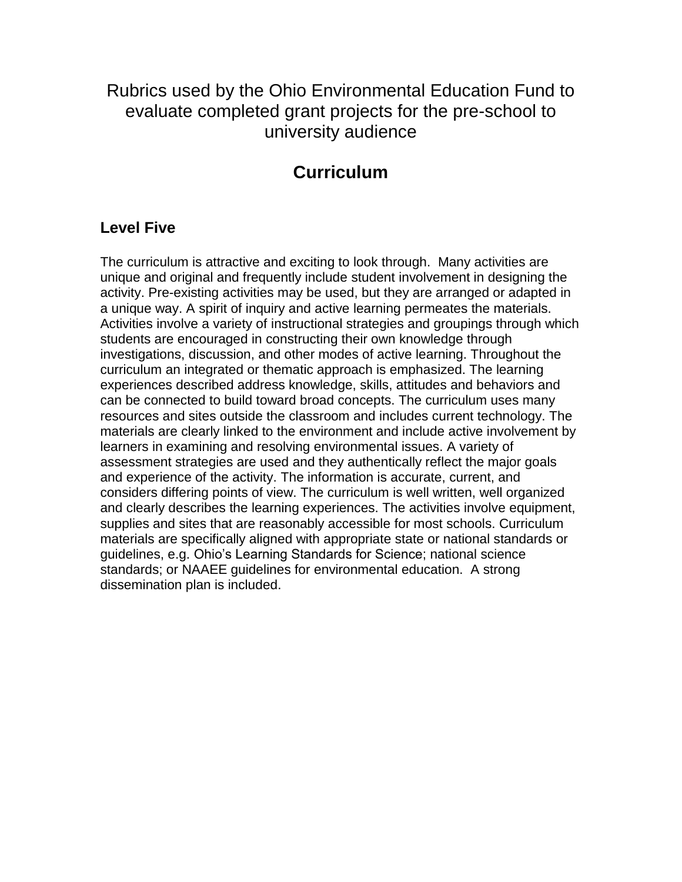# Rubrics used by the Ohio Environmental Education Fund to evaluate completed grant projects for the pre-school to university audience

## Curriculum

### Level Five

The curriculum is attractive and exciting to look through. Many activities are unique and original and frequently include student involvement in designing the activity. Pre-existing activities may be used, but they are arranged or adapted in a unique way. A spirit of inquiry and active learning permeates the materials. Activities involve a variety of instructional strategies and groupings through which students are encouraged in constructing their own knowledge through investigations, discussion, and other modes of active learning. Throughout the curriculum an integrated or thematic approach is emphasized. The learning experiences described address knowledge, skills, attitudes and behaviors and can be connected to build toward broad concepts. The curriculum uses many resources and sites outside the classroom and includes current technology. The materials are clearly linked to the environment and include active involvement by learners in examining and resolving environmental issues. A variety of assessment strategies are used and they authentically reflect the major goals and experience of the activity. The information is accurate, current, and considers differing points of view. The curriculum is well written, well organized and clearly describes the learning experiences. The activities involve equipment, supplies and sites that are reasonably accessible for most schools. Curriculum materials are specifically aligned with appropriate state or national standards or guidelines, e.g. Ohio's Learning Standards for Science; national science standards; or NAAEE guidelines for environmental education. A strong dissemination plan is included.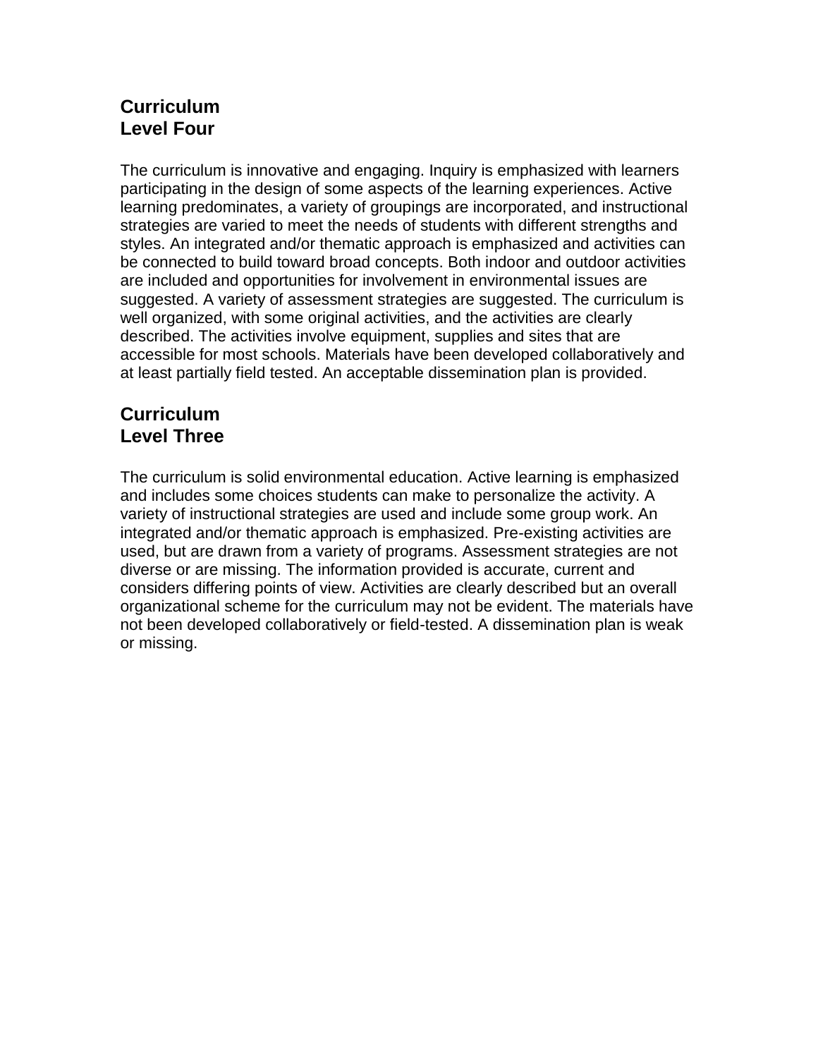## Curriculum
## Level Four

The curriculum is innovative and engaging. Inquiry is emphasized with learners participating in the design of some aspects of the learning experiences. Active learning predominates, a variety of groupings are incorporated, and instructional strategies are varied to meet the needs of students with different strengths and styles. An integrated and/or thematic approach is emphasized and activities can be connected to build toward broad concepts. Both indoor and outdoor activities are included and opportunities for involvement in environmental issues are suggested. A variety of assessment strategies are suggested. The curriculum is well organized, with some original activities, and the activities are clearly described. The activities involve equipment, supplies and sites that are accessible for most schools. Materials have been developed collaboratively and at least partially field tested. An acceptable dissemination plan is provided.

## Curriculum
## Level Three

The curriculum is solid environmental education. Active learning is emphasized and includes some choices students can make to personalize the activity. A variety of instructional strategies are used and include some group work. An integrated and/or thematic approach is emphasized. Pre-existing activities are used, but are drawn from a variety of programs. Assessment strategies are not diverse or are missing. The information provided is accurate, current and considers differing points of view. Activities are clearly described but an overall organizational scheme for the curriculum may not be evident. The materials have not been developed collaboratively or field-tested. A dissemination plan is weak or missing.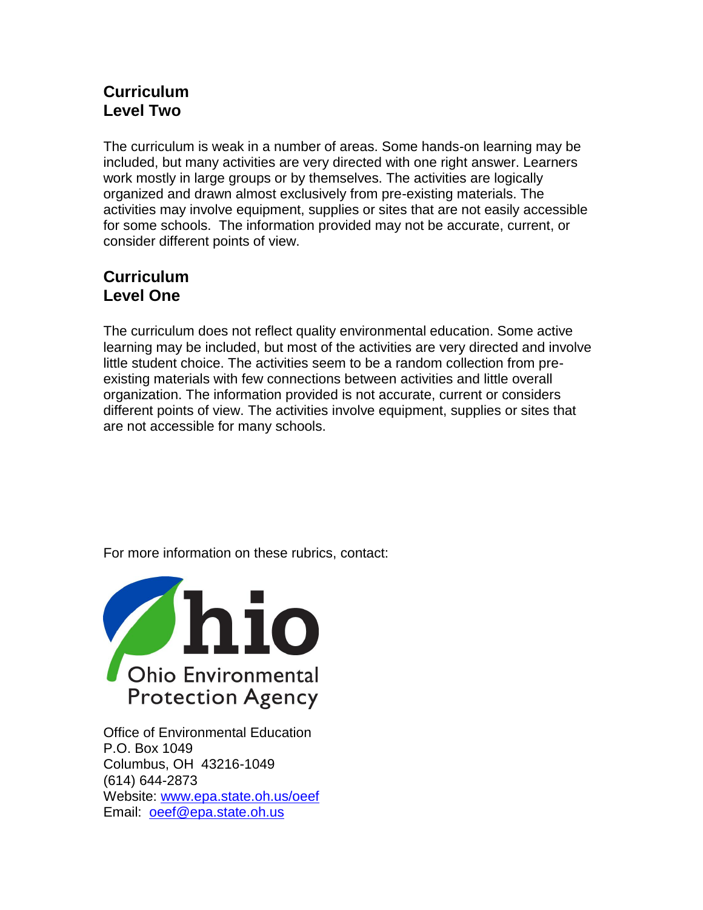## Curriculum
## Level Two

The curriculum is weak in a number of areas. Some hands-on learning may be included, but many activities are very directed with one right answer. Learners work mostly in large groups or by themselves. The activities are logically organized and drawn almost exclusively from pre-existing materials. The activities may involve equipment, supplies or sites that are not easily accessible for some schools. The information provided may not be accurate, current, or consider different points of view.

## Curriculum
## Level One

The curriculum does not reflect quality environmental education. Some active learning may be included, but most of the activities are very directed and involve little student choice. The activities seem to be a random collection from pre-existing materials with few connections between activities and little overall organization. The information provided is not accurate, current or considers different points of view. The activities involve equipment, supplies or sites that are not accessible for many schools.

For more information on these rubrics, contact:

Ohio Environmental Protection Agency

Office of Environmental Education
P.O. Box 1049
Columbus, OH 43216-1049
(614) 644-2873
Website: www.epa.state.oh.us/oeef
Email: oeef@epa.state.oh.us